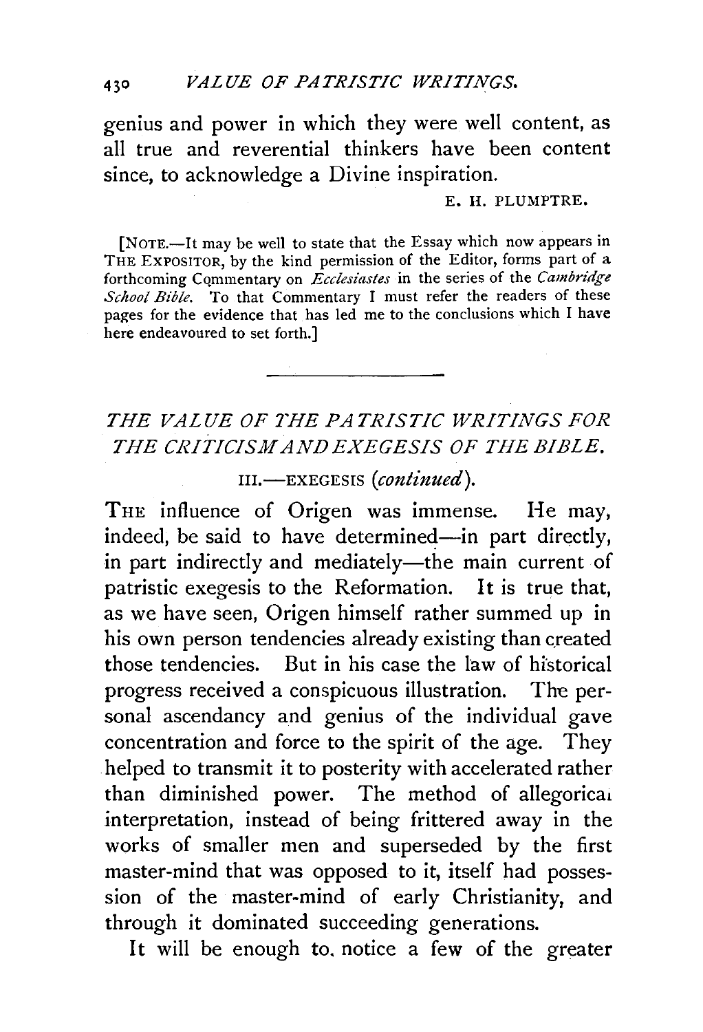genius and power in which they were well content, as all true and reverential thinkers have been content since, to acknowledge a Divine inspiration.

E. H. PLUMPTRE.

[NOTE.—It may be well to state that the Essay which now appears in THE EXPOSITOR, by the kind permission of the Editor, forms part of a forthcoming Commentary on *Ecclesiastes* in the series of the *Cambridge School Bible*. To that Commentary I must refer the readers of these pages for the evidence that has led me to the conclusions which I have here endeavoured to set forth.]

---

## *THE VALUE OF THE PATRISTIC WRITINGS FOR THE CRITICISM AND EXEGESIS OF THE BIBLE.*

### III.—EXEGESIS (*continued*).

THE influence of Origen was immense. He may, indeed, be said to have determined—in part directly, in part indirectly and mediately—the main current of patristic exegesis to the Reformation. It is true that, as we have seen, Origen himself rather summed up in his own person tendencies already existing than created those tendencies. But in his case the law of historical progress received a conspicuous illustration. The personal ascendancy and genius of the individual gave concentration and force to the spirit of the age. They helped to transmit it to posterity with accelerated rather than diminished power. The method of allegorical interpretation, instead of being frittered away in the works of smaller men and superseded by the first master-mind that was opposed to it, itself had possession of the master-mind of early Christianity, and through it dominated succeeding generations.

It will be enough to notice a few of the greater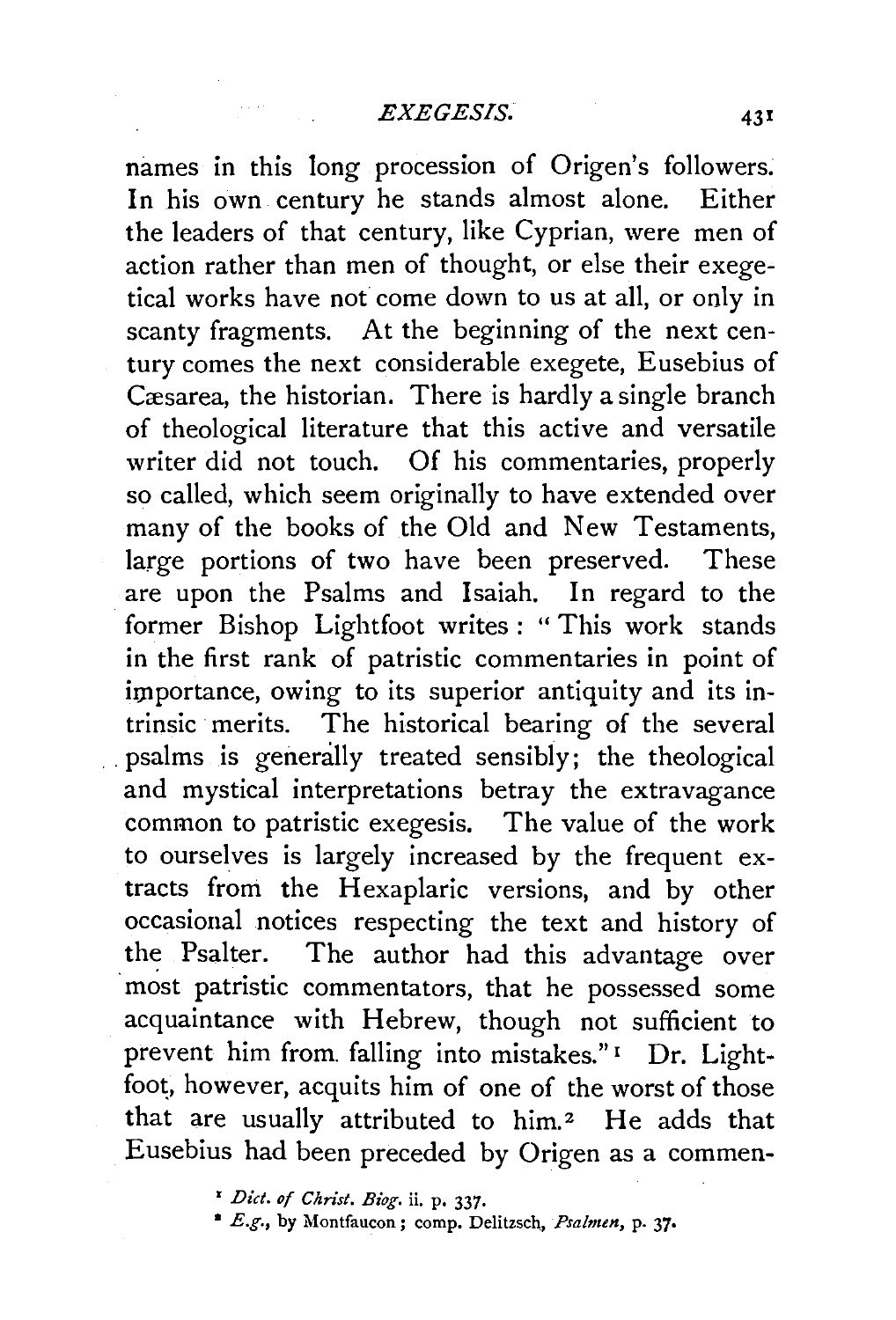names in this long procession of Origen's followers. In his own century he stands almost alone. Either the leaders of that century, like Cyprian, were men of action rather than men of thought, or else their exegetical works have not come down to us at all, or only in scanty fragments. At the beginning of the next century comes the next considerable exegete, Eusebius of Cæsarea, the historian. There is hardly a single branch of theological literature that this active and versatile writer did not touch. Of his commentaries, properly so called, which seem originally to have extended over many of the books of the Old and New Testaments, large portions of two have been preserved. These are upon the Psalms and Isaiah. In regard to the former Bishop Lightfoot writes: "This work stands in the first rank of patristic commentaries in point of importance, owing to its superior antiquity and its intrinsic merits. The historical bearing of the several psalms is generally treated sensibly; the theological and mystical interpretations betray the extravagance common to patristic exegesis. The value of the work to ourselves is largely increased by the frequent extracts from the Hexaplaric versions, and by other occasional notices respecting the text and history of the Psalter. The author had this advantage over most patristic commentators, that he possessed some acquaintance with Hebrew, though not sufficient to prevent him from falling into mistakes."[1] Dr. Lightfoot, however, acquits him of one of the worst of those that are usually attributed to him.[2] He adds that Eusebius had been preceded by Origen as a commen-

[1] *Dict. of Christ. Biog.* ii. p. 337.

[2] *E.g.*, by Montfaucon; comp. Delitzsch, *Psalmen*, p. 37.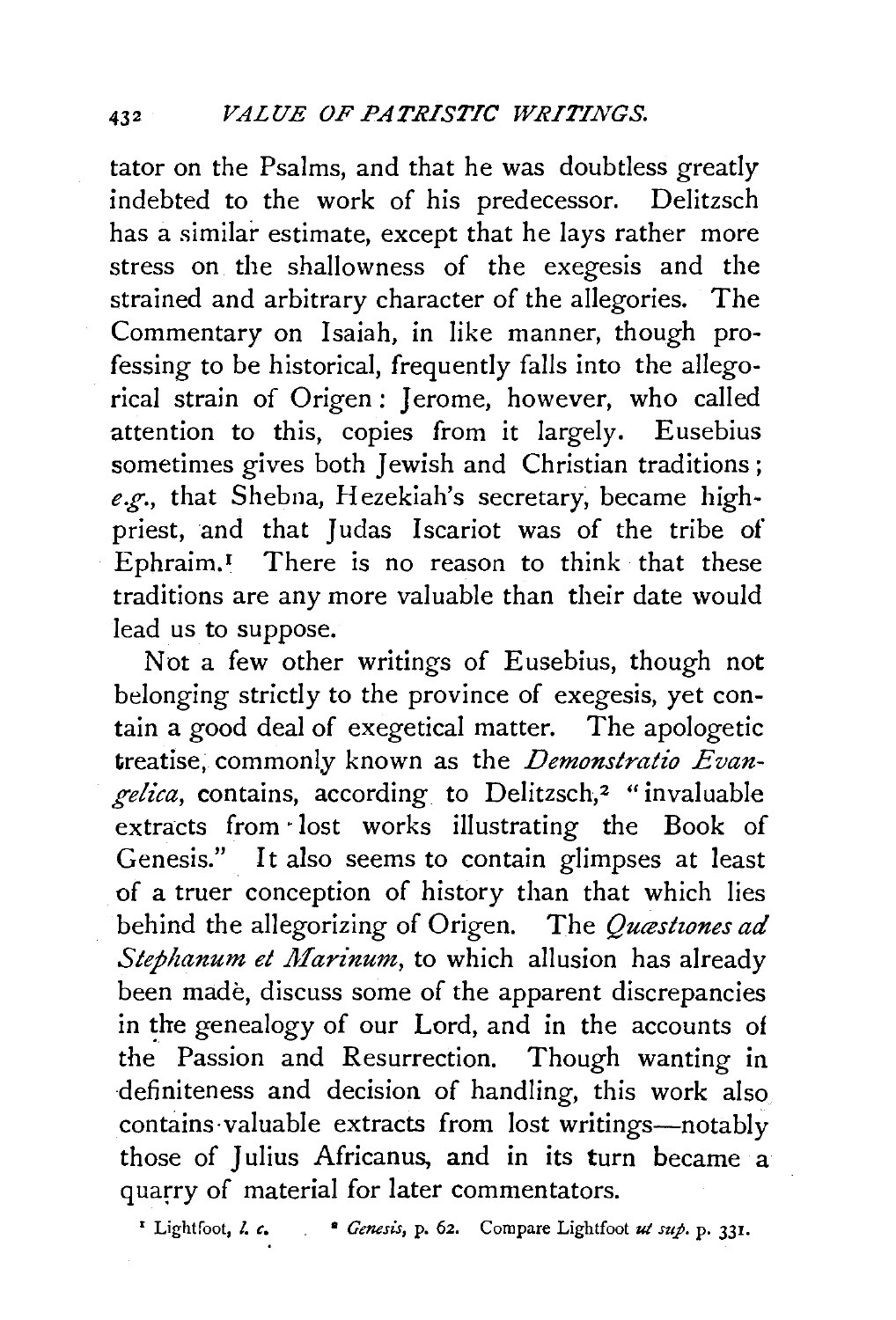tator on the Psalms, and that he was doubtless greatly indebted to the work of his predecessor. Delitzsch has a similar estimate, except that he lays rather more stress on the shallowness of the exegesis and the strained and arbitrary character of the allegories. The Commentary on Isaiah, in like manner, though professing to be historical, frequently falls into the allegorical strain of Origen: Jerome, however, who called attention to this, copies from it largely. Eusebius sometimes gives both Jewish and Christian traditions; *e.g.*, that Shebna, Hezekiah's secretary, became high-priest, and that Judas Iscariot was of the tribe of Ephraim.[1] There is no reason to think that these traditions are any more valuable than their date would lead us to suppose.

Not a few other writings of Eusebius, though not belonging strictly to the province of exegesis, yet contain a good deal of exegetical matter. The apologetic treatise, commonly known as the *Demonstratio Evangelica*, contains, according to Delitzsch,[2] "invaluable extracts from lost works illustrating the Book of Genesis." It also seems to contain glimpses at least of a truer conception of history than that which lies behind the allegorizing of Origen. The *Quæstiones ad Stephanum et Marinum*, to which allusion has already been made, discuss some of the apparent discrepancies in the genealogy of our Lord, and in the accounts of the Passion and Resurrection. Though wanting in definiteness and decision of handling, this work also contains valuable extracts from lost writings—notably those of Julius Africanus, and in its turn became a quarry of material for later commentators.

[1] Lightfoot, *l. c.* [2] *Genesis*, p. 62. Compare Lightfoot *ut sup.* p. 331.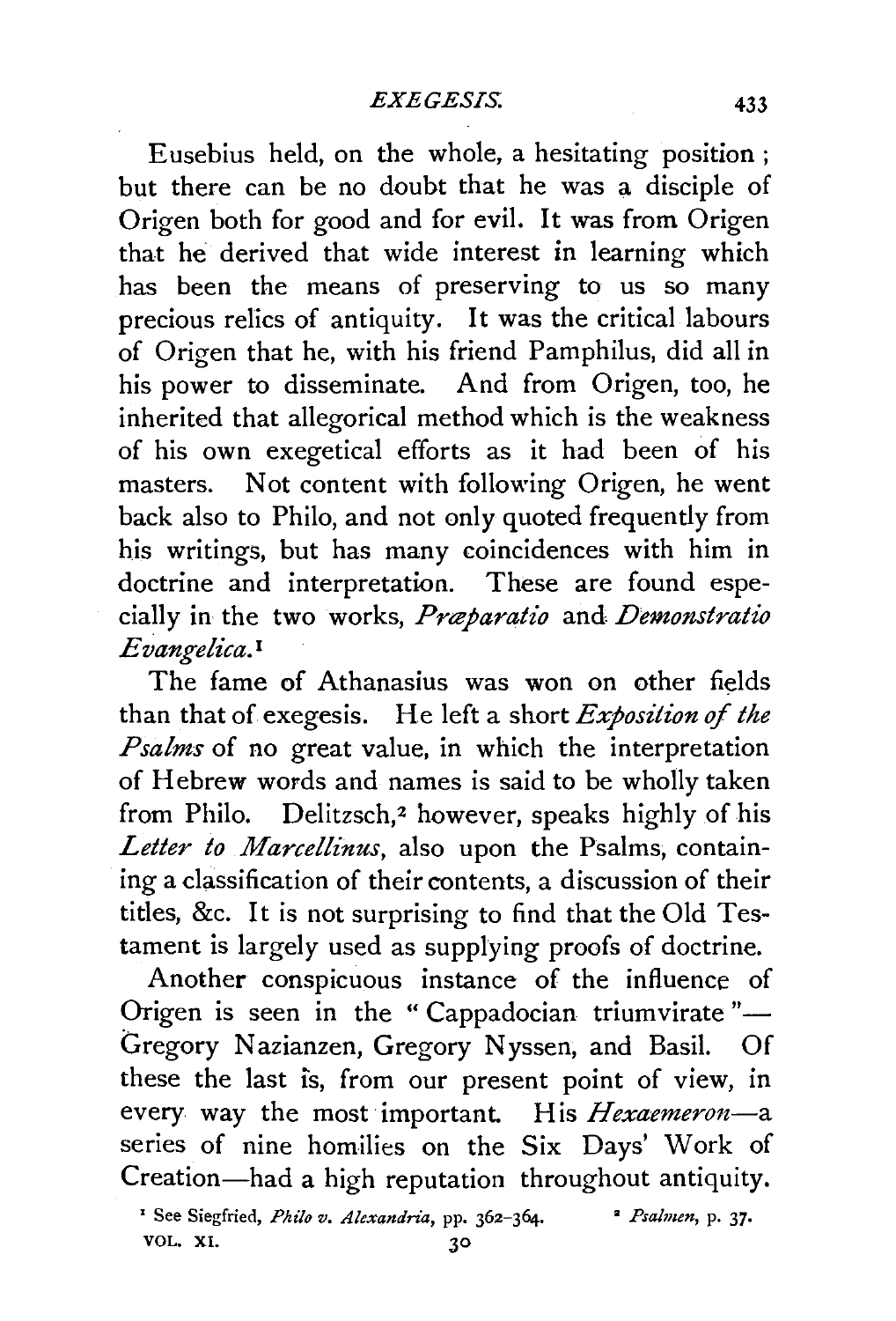Eusebius held, on the whole, a hesitating position; but there can be no doubt that he was a disciple of Origen both for good and for evil. It was from Origen that he derived that wide interest in learning which has been the means of preserving to us so many precious relics of antiquity. It was the critical labours of Origen that he, with his friend Pamphilus, did all in his power to disseminate. And from Origen, too, he inherited that allegorical method which is the weakness of his own exegetical efforts as it had been of his masters. Not content with following Origen, he went back also to Philo, and not only quoted frequently from his writings, but has many coincidences with him in doctrine and interpretation. These are found especially in the two works, *Præparatio* and *Demonstratio Evangelica.*[1]

The fame of Athanasius was won on other fields than that of exegesis. He left a short *Exposition of the Psalms* of no great value, in which the interpretation of Hebrew words and names is said to be wholly taken from Philo. Delitzsch,[2] however, speaks highly of his *Letter to Marcellinus*, also upon the Psalms, containing a classification of their contents, a discussion of their titles, &c. It is not surprising to find that the Old Testament is largely used as supplying proofs of doctrine.

Another conspicuous instance of the influence of Origen is seen in the "Cappadocian triumvirate"—Gregory Nazianzen, Gregory Nyssen, and Basil. Of these the last is, from our present point of view, in every way the most important. His *Hexaemeron*—a series of nine homilies on the Six Days' Work of Creation—had a high reputation throughout antiquity.

[1] See Siegfried, *Philo v. Alexandria*, pp. 362–364.

[2] *Psalmen*, p. 37.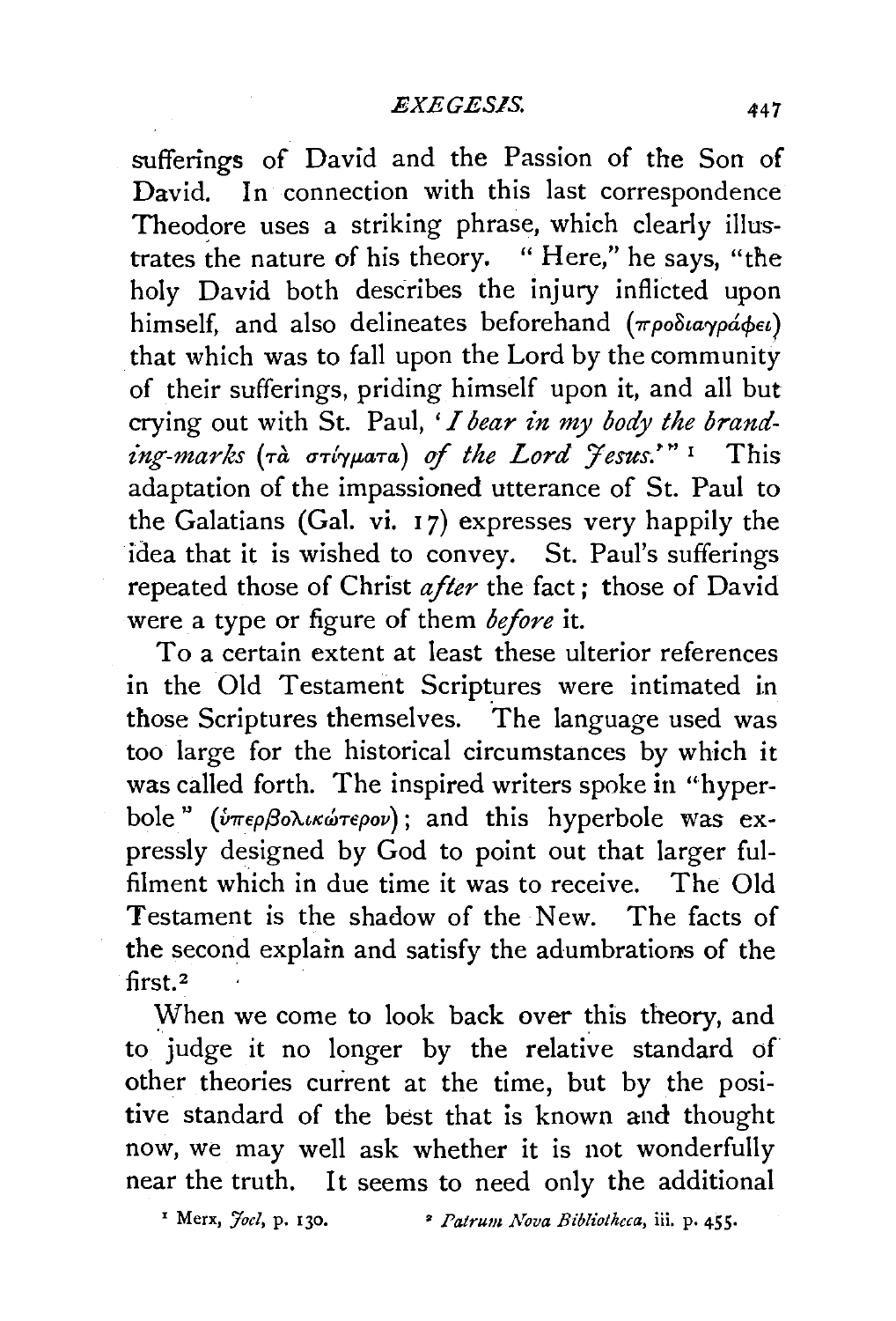sufferings of David and the Passion of the Son of David. In connection with this last correspondence Theodore uses a striking phrase, which clearly illustrates the nature of his theory. "Here," he says, "the holy David both describes the injury inflicted upon himself, and also delineates beforehand (προδιαγράφει) that which was to fall upon the Lord by the community of their sufferings, priding himself upon it, and all but crying out with St. Paul, '*I bear in my body the branding-marks* (τὰ στίγματα) *of the Lord Jesus*.'"[1] This adaptation of the impassioned utterance of St. Paul to the Galatians (Gal. vi. 17) expresses very happily the idea that it is wished to convey. St. Paul's sufferings repeated those of Christ *after* the fact; those of David were a type or figure of them *before* it.

To a certain extent at least these ulterior references in the Old Testament Scriptures were intimated in those Scriptures themselves. The language used was too large for the historical circumstances by which it was called forth. The inspired writers spoke in "hyperbole" (ὑπερβολικώτερον); and this hyperbole was expressly designed by God to point out that larger fulfilment which in due time it was to receive. The Old Testament is the shadow of the New. The facts of the second explain and satisfy the adumbrations of the first.[2]

When we come to look back over this theory, and to judge it no longer by the relative standard of other theories current at the time, but by the positive standard of the best that is known and thought now, we may well ask whether it is not wonderfully near the truth. It seems to need only the additional

[1] Merx, *Joel*, p. 130.  [2] *Patrum Nova Bibliotheca*, iii. p. 455.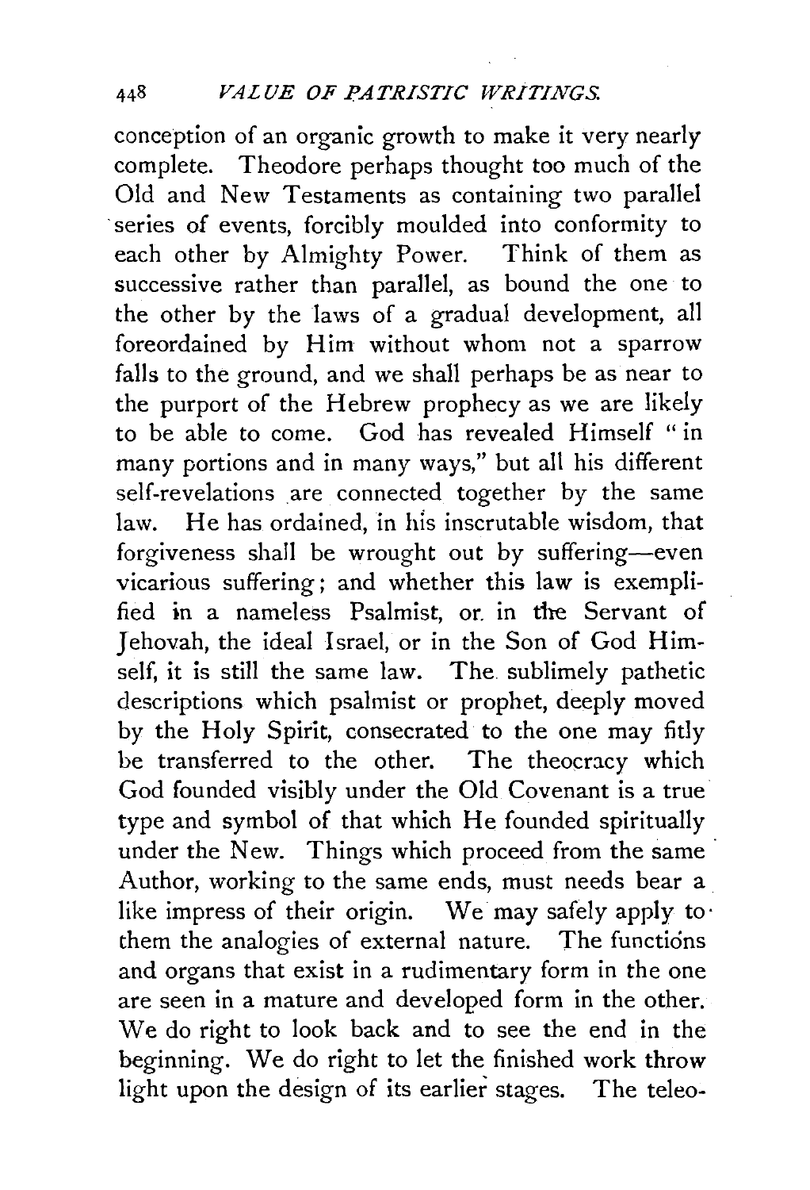conception of an organic growth to make it very nearly complete. Theodore perhaps thought too much of the Old and New Testaments as containing two parallel series of events, forcibly moulded into conformity to each other by Almighty Power. Think of them as successive rather than parallel, as bound the one to the other by the laws of a gradual development, all foreordained by Him without whom not a sparrow falls to the ground, and we shall perhaps be as near to the purport of the Hebrew prophecy as we are likely to be able to come. God has revealed Himself "in many portions and in many ways," but all his different self-revelations are connected together by the same law. He has ordained, in his inscrutable wisdom, that forgiveness shall be wrought out by suffering—even vicarious suffering; and whether this law is exemplified in a nameless Psalmist, or in the Servant of Jehovah, the ideal Israel, or in the Son of God Himself, it is still the same law. The sublimely pathetic descriptions which psalmist or prophet, deeply moved by the Holy Spirit, consecrated to the one may fitly be transferred to the other. The theocracy which God founded visibly under the Old Covenant is a true type and symbol of that which He founded spiritually under the New. Things which proceed from the same Author, working to the same ends, must needs bear a like impress of their origin. We may safely apply to them the analogies of external nature. The functions and organs that exist in a rudimentary form in the one are seen in a mature and developed form in the other. We do right to look back and to see the end in the beginning. We do right to let the finished work throw light upon the design of its earlier stages. The teleo-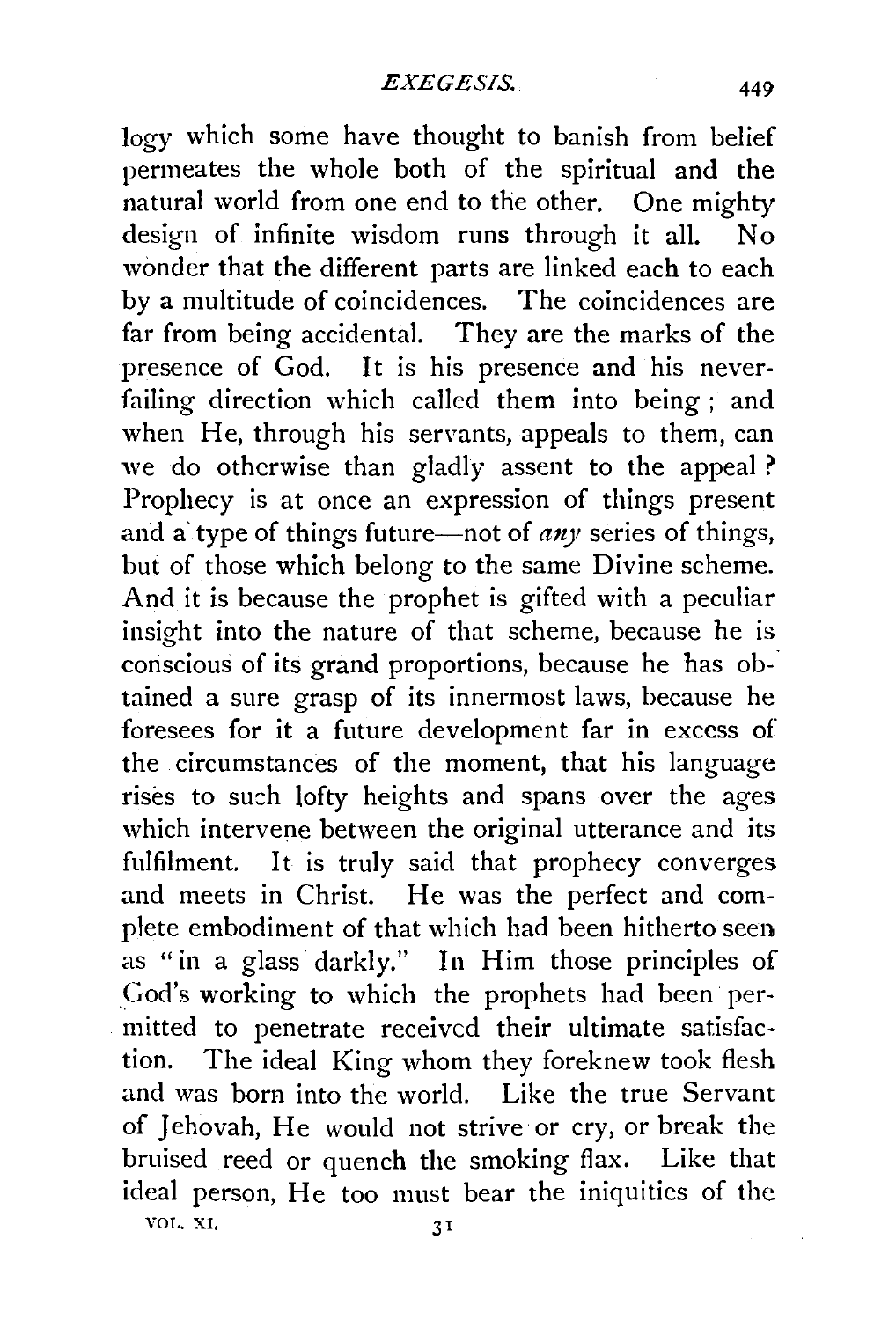logy which some have thought to banish from belief permeates the whole both of the spiritual and the natural world from one end to the other. One mighty design of infinite wisdom runs through it all. No wonder that the different parts are linked each to each by a multitude of coincidences. The coincidences are far from being accidental. They are the marks of the presence of God. It is his presence and his never-failing direction which called them into being; and when He, through his servants, appeals to them, can we do otherwise than gladly assent to the appeal? Prophecy is at once an expression of things present and a type of things future—not of *any* series of things, but of those which belong to the same Divine scheme. And it is because the prophet is gifted with a peculiar insight into the nature of that scheme, because he is conscious of its grand proportions, because he has obtained a sure grasp of its innermost laws, because he foresees for it a future development far in excess of the circumstances of the moment, that his language rises to such lofty heights and spans over the ages which intervene between the original utterance and its fulfilment. It is truly said that prophecy converges and meets in Christ. He was the perfect and complete embodiment of that which had been hitherto seen as "in a glass darkly." In Him those principles of God's working to which the prophets had been permitted to penetrate received their ultimate satisfaction. The ideal King whom they foreknew took flesh and was born into the world. Like the true Servant of Jehovah, He would not strive or cry, or break the bruised reed or quench the smoking flax. Like that ideal person, He too must bear the iniquities of the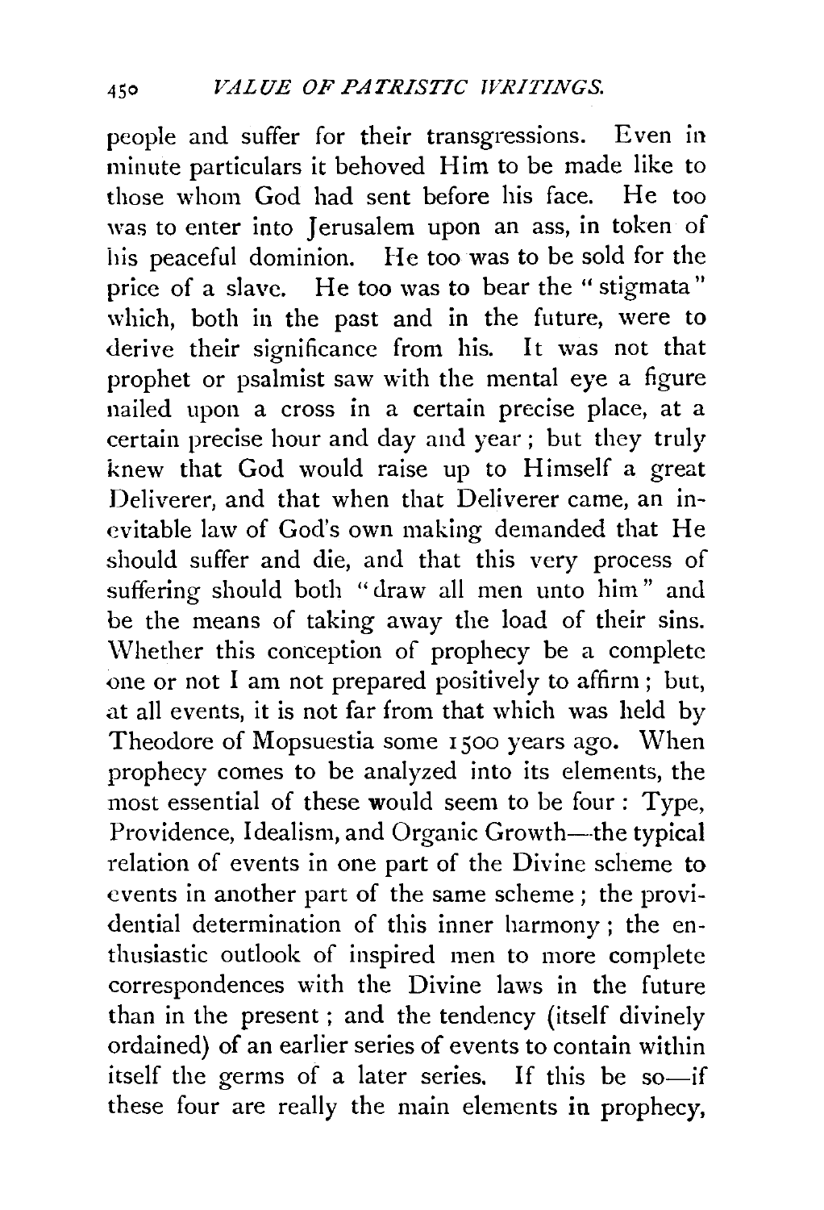people and suffer for their transgressions. Even in minute particulars it behoved Him to be made like to those whom God had sent before his face. He too was to enter into Jerusalem upon an ass, in token of his peaceful dominion. He too was to be sold for the price of a slave. He too was to bear the "stigmata" which, both in the past and in the future, were to derive their significance from his. It was not that prophet or psalmist saw with the mental eye a figure nailed upon a cross in a certain precise place, at a certain precise hour and day and year; but they truly knew that God would raise up to Himself a great Deliverer, and that when that Deliverer came, an inevitable law of God's own making demanded that He should suffer and die, and that this very process of suffering should both "draw all men unto him" and be the means of taking away the load of their sins. Whether this conception of prophecy be a complete one or not I am not prepared positively to affirm; but, at all events, it is not far from that which was held by Theodore of Mopsuestia some 1500 years ago. When prophecy comes to be analyzed into its elements, the most essential of these would seem to be four: Type, Providence, Idealism, and Organic Growth—the typical relation of events in one part of the Divine scheme to events in another part of the same scheme; the providential determination of this inner harmony; the enthusiastic outlook of inspired men to more complete correspondences with the Divine laws in the future than in the present; and the tendency (itself divinely ordained) of an earlier series of events to contain within itself the germs of a later series. If this be so—if these four are really the main elements in prophecy,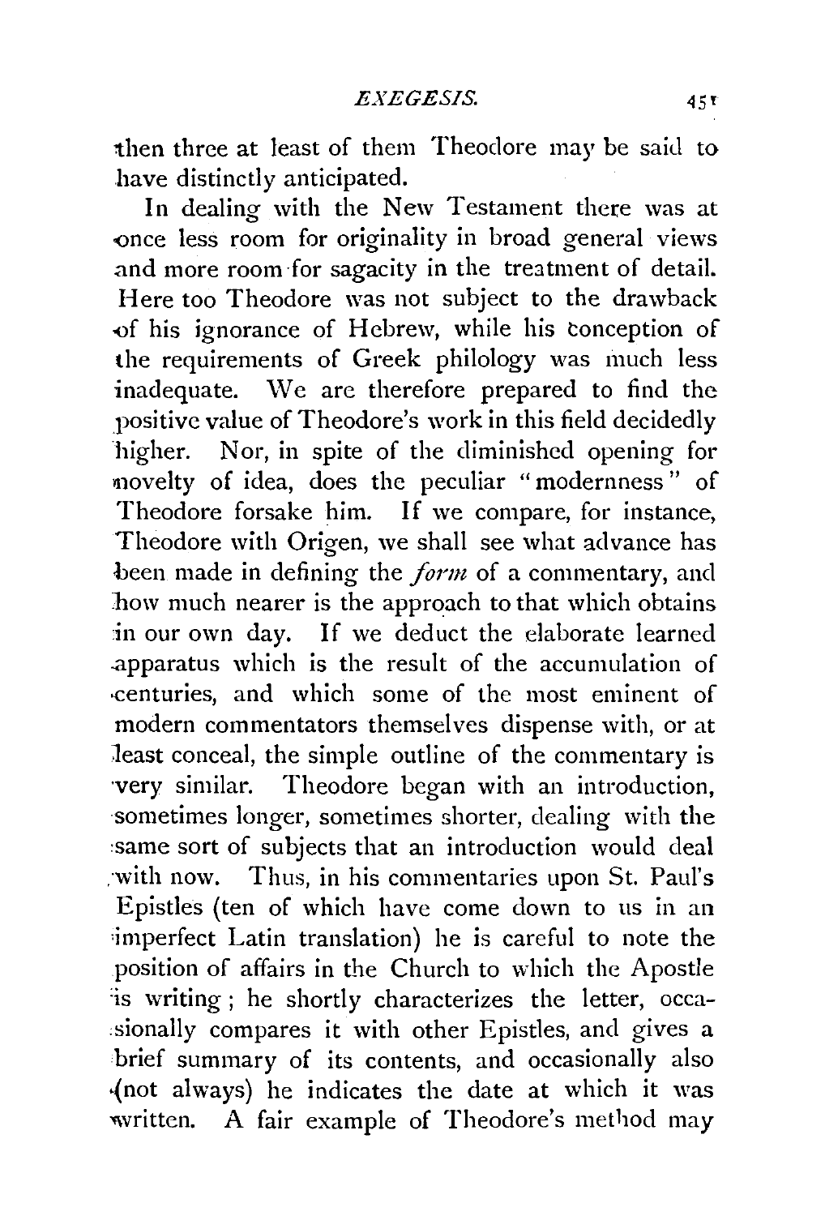then three at least of them Theodore may be said to have distinctly anticipated.

In dealing with the New Testament there was at once less room for originality in broad general views and more room for sagacity in the treatment of detail. Here too Theodore was not subject to the drawback of his ignorance of Hebrew, while his conception of the requirements of Greek philology was much less inadequate. We are therefore prepared to find the positive value of Theodore's work in this field decidedly higher. Nor, in spite of the diminished opening for novelty of idea, does the peculiar "modernness" of Theodore forsake him. If we compare, for instance, Theodore with Origen, we shall see what advance has been made in defining the *form* of a commentary, and how much nearer is the approach to that which obtains in our own day. If we deduct the elaborate learned apparatus which is the result of the accumulation of centuries, and which some of the most eminent of modern commentators themselves dispense with, or at least conceal, the simple outline of the commentary is very similar. Theodore began with an introduction, sometimes longer, sometimes shorter, dealing with the same sort of subjects that an introduction would deal with now. Thus, in his commentaries upon St. Paul's Epistles (ten of which have come down to us in an imperfect Latin translation) he is careful to note the position of affairs in the Church to which the Apostle is writing; he shortly characterizes the letter, occasionally compares it with other Epistles, and gives a brief summary of its contents, and occasionally also (not always) he indicates the date at which it was written. A fair example of Theodore's method may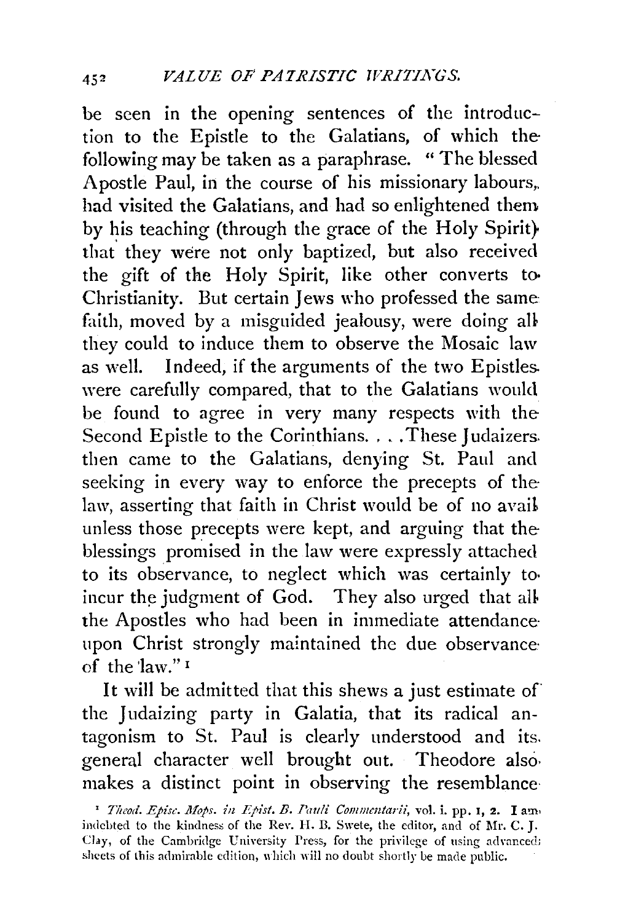be seen in the opening sentences of the introduction to the Epistle to the Galatians, of which the following may be taken as a paraphrase. "The blessed Apostle Paul, in the course of his missionary labours, had visited the Galatians, and had so enlightened them by his teaching (through the grace of the Holy Spirit) that they were not only baptized, but also received the gift of the Holy Spirit, like other converts to Christianity. But certain Jews who professed the same faith, moved by a misguided jealousy, were doing all they could to induce them to observe the Mosaic law as well. Indeed, if the arguments of the two Epistles were carefully compared, that to the Galatians would be found to agree in very many respects with the Second Epistle to the Corinthians. . . . These Judaizers then came to the Galatians, denying St. Paul and seeking in every way to enforce the precepts of the law, asserting that faith in Christ would be of no avail unless those precepts were kept, and arguing that the blessings promised in the law were expressly attached to its observance, to neglect which was certainly to incur the judgment of God. They also urged that all the Apostles who had been in immediate attendance upon Christ strongly maintained the due observance of the law."[1]

It will be admitted that this shews a just estimate of the Judaizing party in Galatia, that its radical antagonism to St. Paul is clearly understood and its general character well brought out. Theodore also makes a distinct point in observing the resemblance

[1] *Theod. Episc. Mops. in Epist. B. Pauli Commentarii*, vol. i. pp. 1, 2. I am indebted to the kindness of the Rev. H. B. Swete, the editor, and of Mr. C. J. Clay, of the Cambridge University Press, for the privilege of using advanced sheets of this admirable edition, which will no doubt shortly be made public.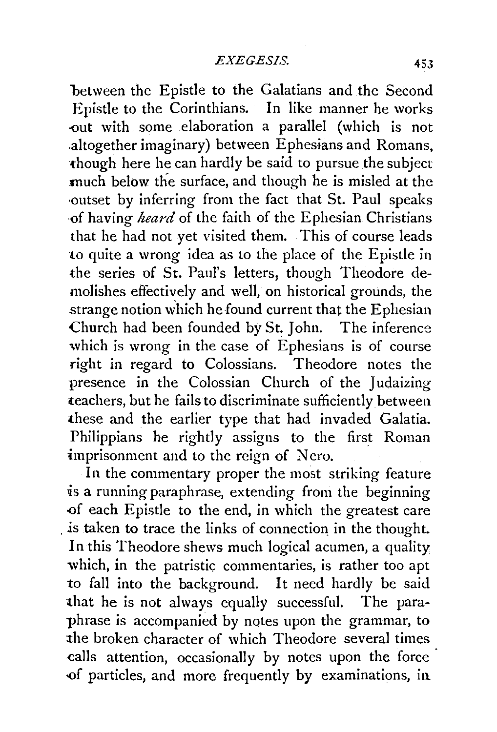between the Epistle to the Galatians and the Second Epistle to the Corinthians. In like manner he works out with some elaboration a parallel (which is not altogether imaginary) between Ephesians and Romans, though here he can hardly be said to pursue the subject much below the surface, and though he is misled at the outset by inferring from the fact that St. Paul speaks of having *heard* of the faith of the Ephesian Christians that he had not yet visited them. This of course leads to quite a wrong idea as to the place of the Epistle in the series of St. Paul's letters, though Theodore demolishes effectively and well, on historical grounds, the strange notion which he found current that the Ephesian Church had been founded by St. John. The inference which is wrong in the case of Ephesians is of course right in regard to Colossians. Theodore notes the presence in the Colossian Church of the Judaizing teachers, but he fails to discriminate sufficiently between these and the earlier type that had invaded Galatia. Philippians he rightly assigns to the first Roman imprisonment and to the reign of Nero.

In the commentary proper the most striking feature is a running paraphrase, extending from the beginning of each Epistle to the end, in which the greatest care is taken to trace the links of connection in the thought. In this Theodore shews much logical acumen, a quality which, in the patristic commentaries, is rather too apt to fall into the background. It need hardly be said that he is not always equally successful. The paraphrase is accompanied by notes upon the grammar, to the broken character of which Theodore several times calls attention, occasionally by notes upon the force of particles, and more frequently by examinations, in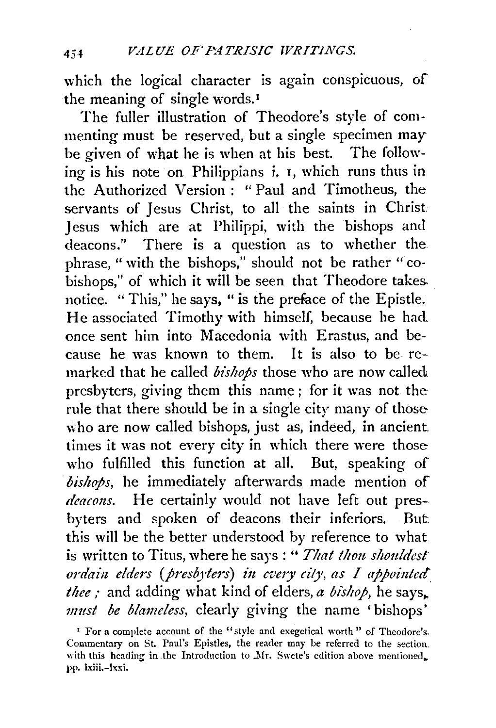which the logical character is again conspicuous, of the meaning of single words.[1]

The fuller illustration of Theodore's style of commenting must be reserved, but a single specimen may be given of what he is when at his best. The following is his note on Philippians i. 1, which runs thus in the Authorized Version: "Paul and Timotheus, the servants of Jesus Christ, to all the saints in Christ Jesus which are at Philippi, with the bishops and deacons." There is a question as to whether the phrase, "with the bishops," should not be rather "co-bishops," of which it will be seen that Theodore takes notice. "This," he says, "is the preface of the Epistle. He associated Timothy with himself, because he had once sent him into Macedonia with Erastus, and because he was known to them. It is also to be remarked that he called *bishops* those who are now called presbyters, giving them this name; for it was not the rule that there should be in a single city many of those who are now called bishops, just as, indeed, in ancient times it was not every city in which there were those who fulfilled this function at all. But, speaking of *bishops*, he immediately afterwards made mention of *deacons*. He certainly would not have left out presbyters and spoken of deacons their inferiors. But this will be the better understood by reference to what is written to Titus, where he says: "*That thou shouldest ordain elders (presbyters) in every city, as I appointed thee;* and adding what kind of elders, *a bishop*, he says, *must be blameless*, clearly giving the name 'bishops'

[1] For a complete account of the "style and exegetical worth" of Theodore's Commentary on St. Paul's Epistles, the reader may be referred to the section with this heading in the Introduction to Mr. Swete's edition above mentioned, pp. lxiii.–lxxi.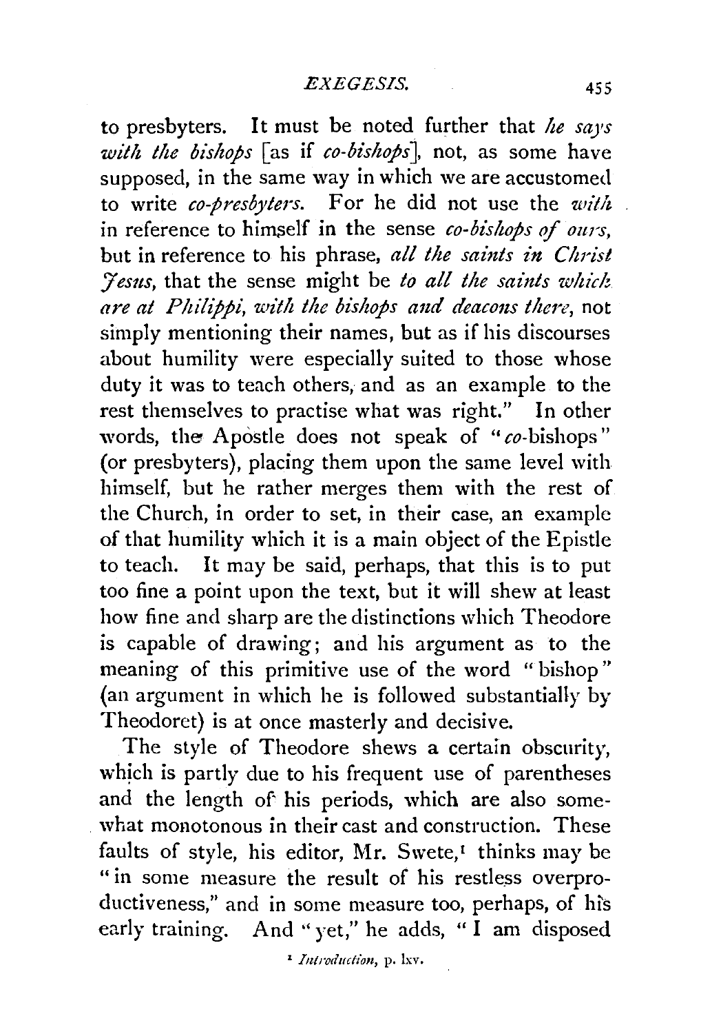to presbyters. It must be noted further that *he says with the bishops* [as if *co-bishops*], not, as some have supposed, in the same way in which we are accustomed to write *co-presbyters*. For he did not use the *with* in reference to himself in the sense *co-bishops of ours*, but in reference to his phrase, *all the saints in Christ Jesus*, that the sense might be *to all the saints which are at Philippi, with the bishops and deacons there*, not simply mentioning their names, but as if his discourses about humility were especially suited to those whose duty it was to teach others, and as an example to the rest themselves to practise what was right." In other words, the Apostle does not speak of "*co*-bishops" (or presbyters), placing them upon the same level with himself, but he rather merges them with the rest of the Church, in order to set, in their case, an example of that humility which it is a main object of the Epistle to teach. It may be said, perhaps, that this is to put too fine a point upon the text, but it will shew at least how fine and sharp are the distinctions which Theodore is capable of drawing; and his argument as to the meaning of this primitive use of the word "bishop" (an argument in which he is followed substantially by Theodoret) is at once masterly and decisive.

The style of Theodore shews a certain obscurity, which is partly due to his frequent use of parentheses and the length of his periods, which are also somewhat monotonous in their cast and construction. These faults of style, his editor, Mr. Swete,[1] thinks may be "in some measure the result of his restless overproductiveness," and in some measure too, perhaps, of his early training. And "yet," he adds, "I am disposed

[1] *Introduction*, p. lxv.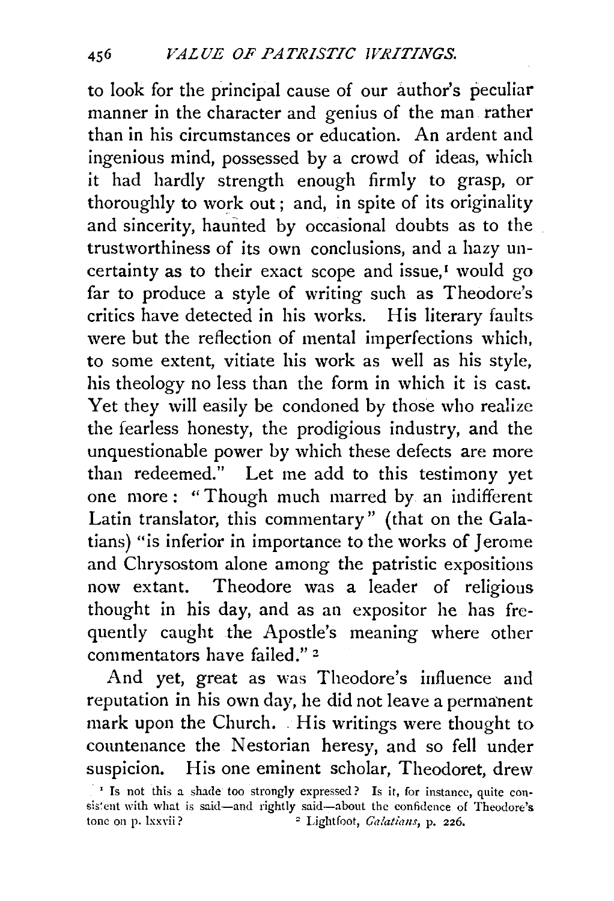to look for the principal cause of our author's peculiar manner in the character and genius of the man rather than in his circumstances or education. An ardent and ingenious mind, possessed by a crowd of ideas, which it had hardly strength enough firmly to grasp, or thoroughly to work out; and, in spite of its originality and sincerity, haunted by occasional doubts as to the trustworthiness of its own conclusions, and a hazy uncertainty as to their exact scope and issue,[1] would go far to produce a style of writing such as Theodore's critics have detected in his works. His literary faults were but the reflection of mental imperfections which, to some extent, vitiate his work as well as his style, his theology no less than the form in which it is cast. Yet they will easily be condoned by those who realize the fearless honesty, the prodigious industry, and the unquestionable power by which these defects are more than redeemed." Let me add to this testimony yet one more: "Though much marred by an indifferent Latin translator, this commentary" (that on the Galatians) "is inferior in importance to the works of Jerome and Chrysostom alone among the patristic expositions now extant. Theodore was a leader of religious thought in his day, and as an expositor he has frequently caught the Apostle's meaning where other commentators have failed."[2]

And yet, great as was Theodore's influence and reputation in his own day, he did not leave a permanent mark upon the Church. His writings were thought to countenance the Nestorian heresy, and so fell under suspicion. His one eminent scholar, Theodoret, drew

[1] Is not this a shade too strongly expressed? Is it, for instance, quite consistent with what is said—and rightly said—about the confidence of Theodore's tone on p. lxxvii?

[2] Lightfoot, *Galatians*, p. 226.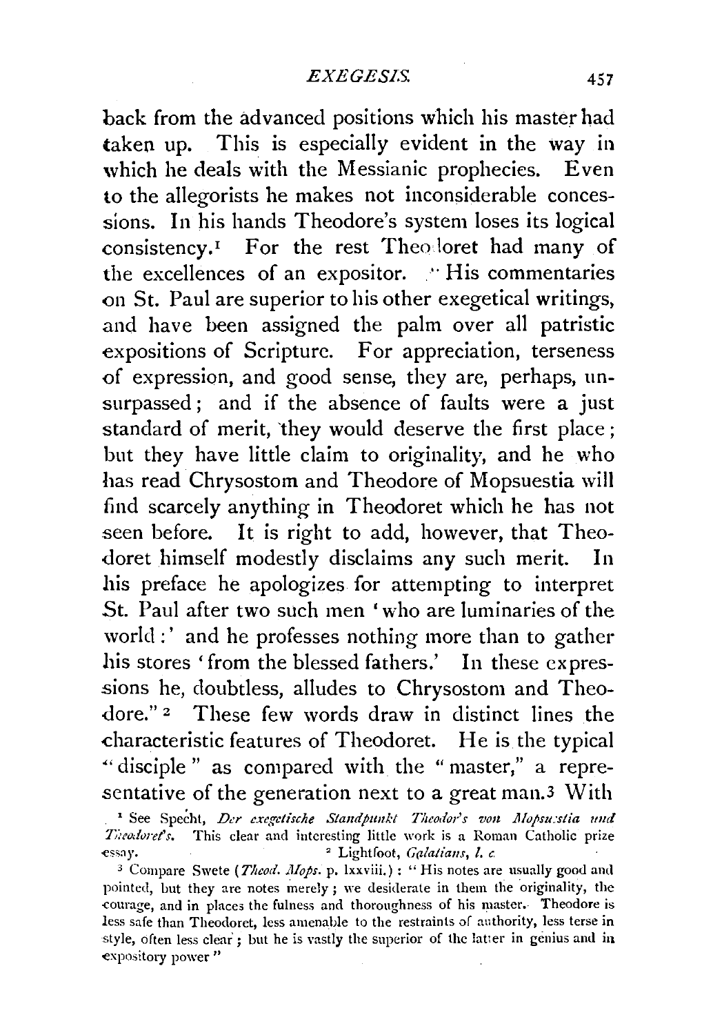back from the advanced positions which his master had taken up. This is especially evident in the way in which he deals with the Messianic prophecies. Even to the allegorists he makes not inconsiderable concessions. In his hands Theodore's system loses its logical consistency.[1] For the rest Theodoret had many of the excellences of an expositor. "His commentaries on St. Paul are superior to his other exegetical writings, and have been assigned the palm over all patristic expositions of Scripture. For appreciation, terseness of expression, and good sense, they are, perhaps, unsurpassed; and if the absence of faults were a just standard of merit, they would deserve the first place; but they have little claim to originality, and he who has read Chrysostom and Theodore of Mopsuestia will find scarcely anything in Theodoret which he has not seen before. It is right to add, however, that Theodoret himself modestly disclaims any such merit. In his preface he apologizes for attempting to interpret St. Paul after two such men 'who are luminaries of the world:' and he professes nothing more than to gather his stores 'from the blessed fathers.' In these expressions he, doubtless, alludes to Chrysostom and Theodore."[2] These few words draw in distinct lines the characteristic features of Theodoret. He is the typical "disciple" as compared with the "master," a representative of the generation next to a great man.[3] With

---

[1] See Specht, *Der exegetische Standpunkt Theodor's von Mopsuestia und Theodoret's*. This clear and interesting little work is a Roman Catholic prize essay.

[2] Lightfoot, *Galatians*, *l. c.*

[3] Compare Swete (*Theod. Mops.* p. lxxviii.): "His notes are usually good and pointed, but they are notes merely; we desiderate in them the originality, the courage, and in places the fulness and thoroughness of his master. Theodore is less safe than Theodoret, less amenable to the restraints of authority, less terse in style, often less clear; but he is vastly the superior of the latter in genius and in expository power"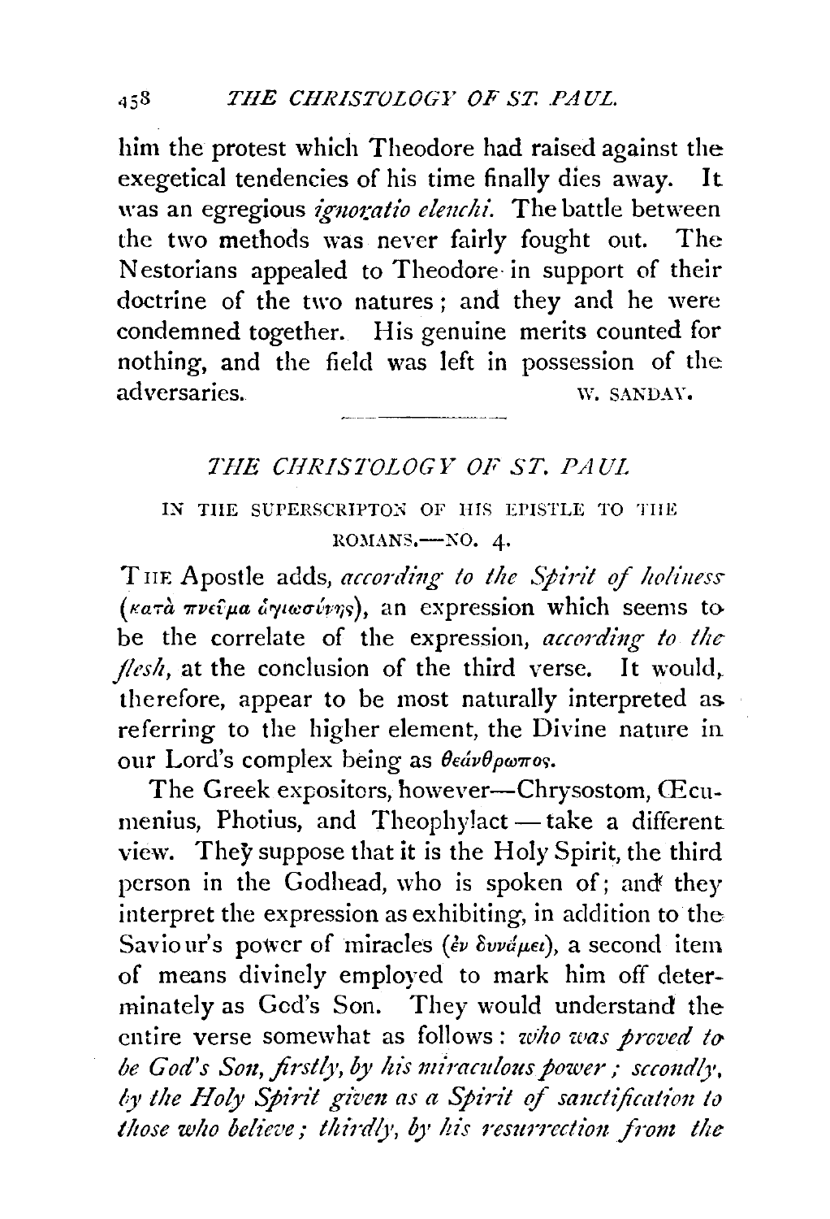him the protest which Theodore had raised against the exegetical tendencies of his time finally dies away. It was an egregious *ignoratio elenchi*. The battle between the two methods was never fairly fought out. The Nestorians appealed to Theodore in support of their doctrine of the two natures; and they and he were condemned together. His genuine merits counted for nothing, and the field was left in possession of the adversaries.

W. SANDAY.

---

## *THE CHRISTOLOGY OF ST. PAUL*

### IN THE SUPERSCRIPTON OF HIS EPISTLE TO THE ROMANS.—NO. 4.

THE Apostle adds, *according to the Spirit of holiness* (κατὰ πνεῦμα ἁγιωσύνης), an expression which seems to be the correlate of the expression, *according to the flesh*, at the conclusion of the third verse. It would, therefore, appear to be most naturally interpreted as referring to the higher element, the Divine nature in our Lord's complex being as θεάνθρωπος.

The Greek expositors, however—Chrysostom, Œcumenius, Photius, and Theophylact—take a different view. They suppose that it is the Holy Spirit, the third person in the Godhead, who is spoken of; and they interpret the expression as exhibiting, in addition to the Saviour's power of miracles (ἐν δυνάμει), a second item of means divinely employed to mark him off determinately as God's Son. They would understand the entire verse somewhat as follows: *who was proved to be God's Son, firstly, by his miraculous power; secondly, by the Holy Spirit given as a Spirit of sanctification to those who believe; thirdly, by his resurrection from the*